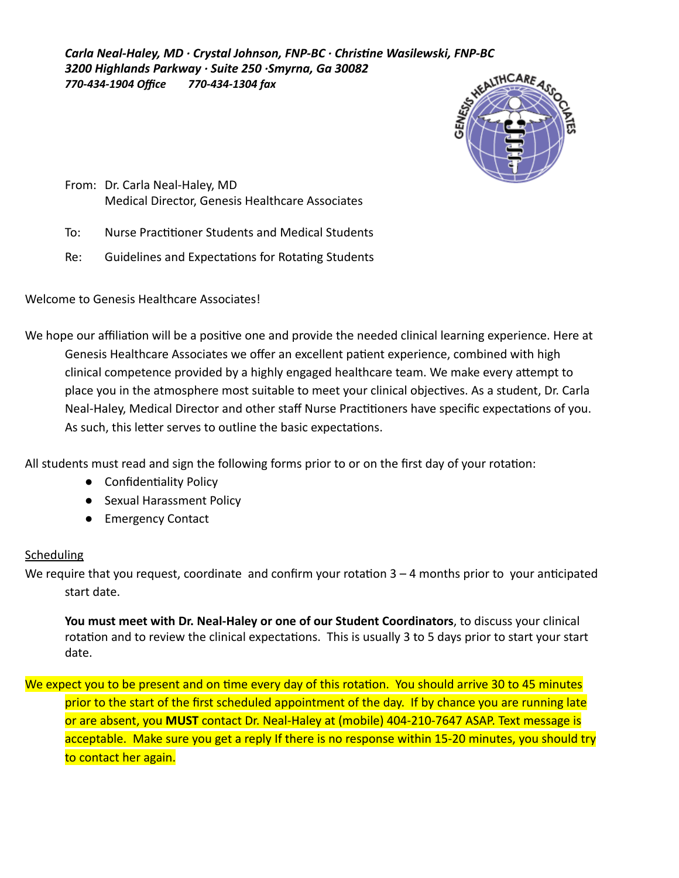***Carla Neal-Haley, MD · Crystal Johnson, FNP-BC · Christine Wasilewski, FNP-BC***
***3200 Highlands Parkway · Suite 250 ·Smyrna, Ga 30082***
***770-434-1904 Office 770-434-1304 fax***

GENESIS HEALTHCARE ASSOCIATES

From: Dr. Carla Neal-Haley, MD
Medical Director, Genesis Healthcare Associates

To: Nurse Practitioner Students and Medical Students

Re: Guidelines and Expectations for Rotating Students

Welcome to Genesis Healthcare Associates!

We hope our affiliation will be a positive one and provide the needed clinical learning experience. Here at Genesis Healthcare Associates we offer an excellent patient experience, combined with high clinical competence provided by a highly engaged healthcare team. We make every attempt to place you in the atmosphere most suitable to meet your clinical objectives. As a student, Dr. Carla Neal-Haley, Medical Director and other staff Nurse Practitioners have specific expectations of you. As such, this letter serves to outline the basic expectations.

All students must read and sign the following forms prior to or on the first day of your rotation:

- Confidentiality Policy
- Sexual Harassment Policy
- Emergency Contact

Scheduling

We require that you request, coordinate and confirm your rotation 3 – 4 months prior to your anticipated start date.

**You must meet with Dr. Neal-Haley or one of our Student Coordinators**, to discuss your clinical rotation and to review the clinical expectations. This is usually 3 to 5 days prior to start your start date.

We expect you to be present and on time every day of this rotation. You should arrive 30 to 45 minutes prior to the start of the first scheduled appointment of the day. If by chance you are running late or are absent, you **MUST** contact Dr. Neal-Haley at (mobile) 404-210-7647 ASAP. Text message is acceptable. Make sure you get a reply If there is no response within 15-20 minutes, you should try to contact her again.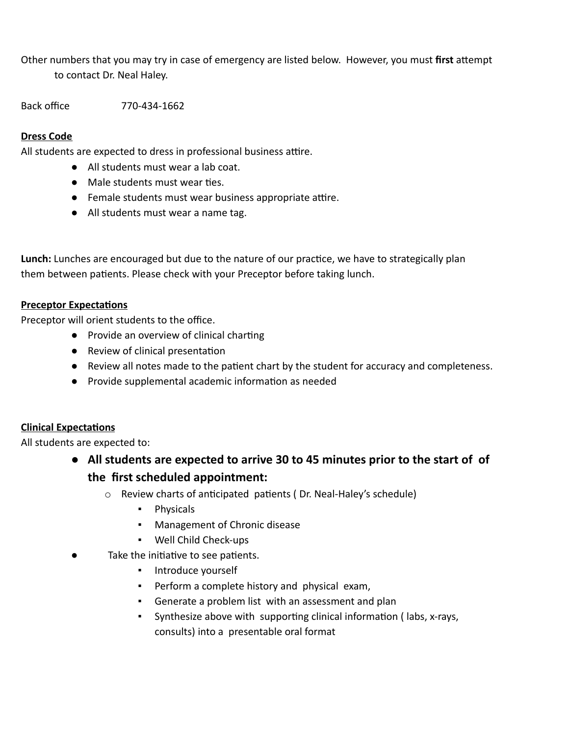Other numbers that you may try in case of emergency are listed below. However, you must **first** attempt to contact Dr. Neal Haley.

Back office 770-434-1662

**Dress Code**

All students are expected to dress in professional business attire.

- All students must wear a lab coat.
- Male students must wear ties.
- Female students must wear business appropriate attire.
- All students must wear a name tag.

**Lunch:** Lunches are encouraged but due to the nature of our practice, we have to strategically plan them between patients. Please check with your Preceptor before taking lunch.

**Preceptor Expectations**

Preceptor will orient students to the office.

- Provide an overview of clinical charting
- Review of clinical presentation
- Review all notes made to the patient chart by the student for accuracy and completeness.
- Provide supplemental academic information as needed

**Clinical Expectations**

All students are expected to:

- **All students are expected to arrive 30 to 45 minutes prior to the start of of the first scheduled appointment:**
    - Review charts of anticipated patients ( Dr. Neal-Haley's schedule)
        - Physicals
        - Management of Chronic disease
        - Well Child Check-ups
- Take the initiative to see patients.
    - Introduce yourself
    - Perform a complete history and physical exam,
    - Generate a problem list with an assessment and plan
    - Synthesize above with supporting clinical information ( labs, x-rays, consults) into a presentable oral format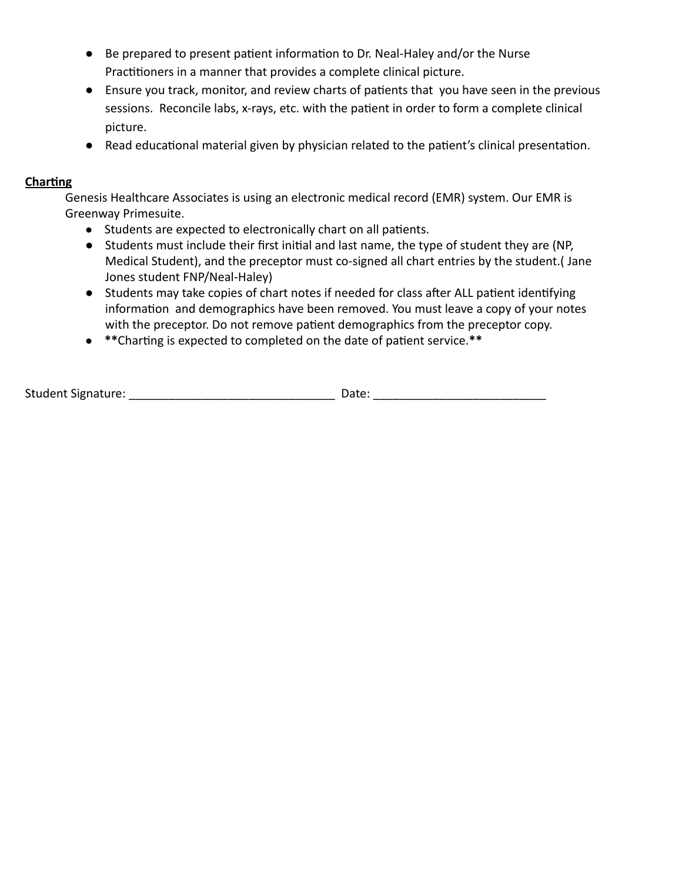- Be prepared to present patient information to Dr. Neal-Haley and/or the Nurse Practitioners in a manner that provides a complete clinical picture.
- Ensure you track, monitor, and review charts of patients that you have seen in the previous sessions. Reconcile labs, x-rays, etc. with the patient in order to form a complete clinical picture.
- Read educational material given by physician related to the patient's clinical presentation.

**Charting**

Genesis Healthcare Associates is using an electronic medical record (EMR) system. Our EMR is Greenway Primesuite.

- Students are expected to electronically chart on all patients.
- Students must include their first initial and last name, the type of student they are (NP, Medical Student), and the preceptor must co-signed all chart entries by the student.( Jane Jones student FNP/Neal-Haley)
- Students may take copies of chart notes if needed for class after ALL patient identifying information and demographics have been removed. You must leave a copy of your notes with the preceptor. Do not remove patient demographics from the preceptor copy.
- **\*\*Charting is expected to completed on the date of patient service.\*\***

Student Signature: ______________________________ Date: ________________________